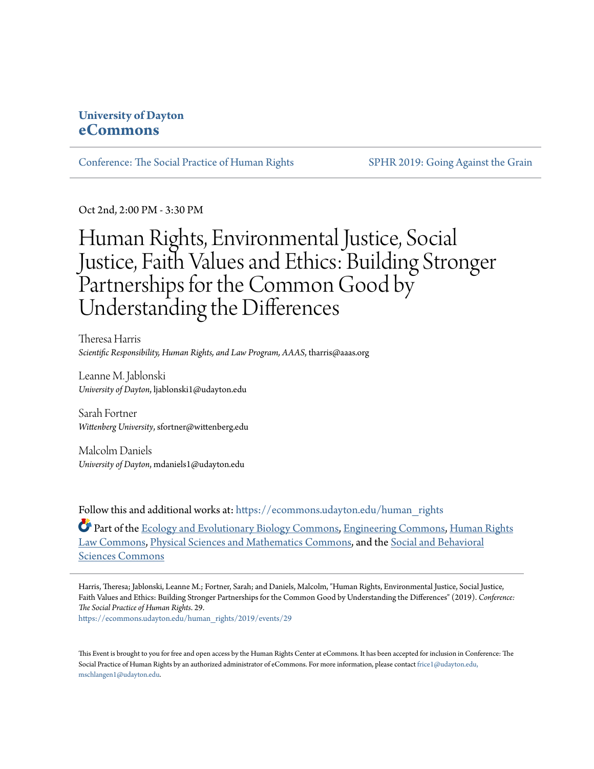**University of Dayton**
**eCommons**

Conference: The Social Practice of Human Rights | SPHR 2019: Going Against the Grain

Oct 2nd, 2:00 PM - 3:30 PM

# Human Rights, Environmental Justice, Social Justice, Faith Values and Ethics: Building Stronger Partnerships for the Common Good by Understanding the Differences

Theresa Harris
*Scientific Responsibility, Human Rights, and Law Program, AAAS*, tharris@aaas.org

Leanne M. Jablonski
*University of Dayton*, ljablonski1@udayton.edu

Sarah Fortner
*Wittenberg University*, sfortner@wittenberg.edu

Malcolm Daniels
*University of Dayton*, mdaniels1@udayton.edu

Follow this and additional works at: https://ecommons.udayton.edu/human_rights

Part of the Ecology and Evolutionary Biology Commons, Engineering Commons, Human Rights Law Commons, Physical Sciences and Mathematics Commons, and the Social and Behavioral Sciences Commons

Harris, Theresa; Jablonski, Leanne M.; Fortner, Sarah; and Daniels, Malcolm, "Human Rights, Environmental Justice, Social Justice, Faith Values and Ethics: Building Stronger Partnerships for the Common Good by Understanding the Differences" (2019). *Conference: The Social Practice of Human Rights*. 29.
https://ecommons.udayton.edu/human_rights/2019/events/29

This Event is brought to you for free and open access by the Human Rights Center at eCommons. It has been accepted for inclusion in Conference: The Social Practice of Human Rights by an authorized administrator of eCommons. For more information, please contact frice1@udayton.edu, mschlangen1@udayton.edu.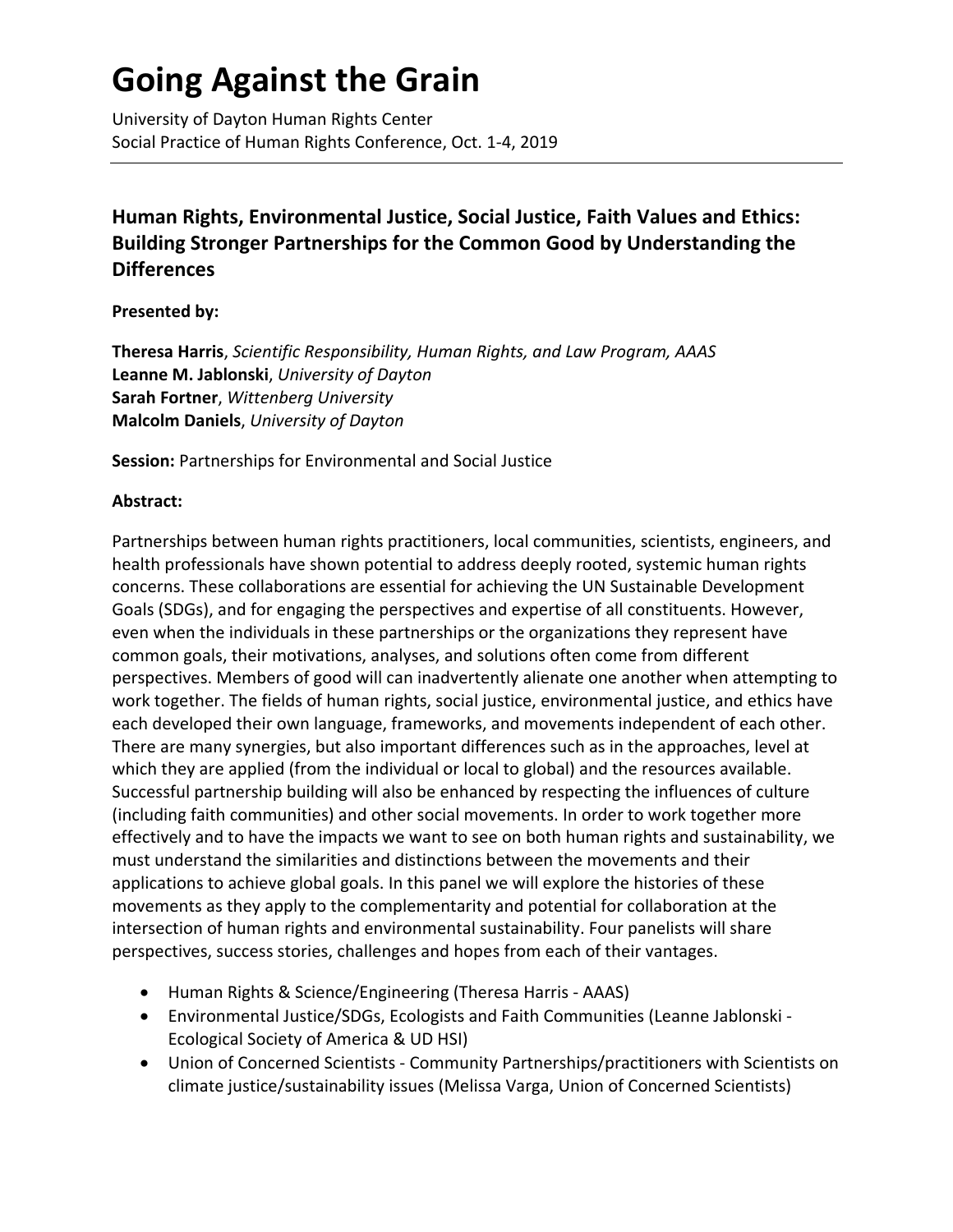# Going Against the Grain

University of Dayton Human Rights Center
Social Practice of Human Rights Conference, Oct. 1-4, 2019

---

## Human Rights, Environmental Justice, Social Justice, Faith Values and Ethics: Building Stronger Partnerships for the Common Good by Understanding the Differences

**Presented by:**

**Theresa Harris**, *Scientific Responsibility, Human Rights, and Law Program, AAAS*
**Leanne M. Jablonski**, *University of Dayton*
**Sarah Fortner**, *Wittenberg University*
**Malcolm Daniels**, *University of Dayton*

**Session:** Partnerships for Environmental and Social Justice

**Abstract:**

Partnerships between human rights practitioners, local communities, scientists, engineers, and health professionals have shown potential to address deeply rooted, systemic human rights concerns. These collaborations are essential for achieving the UN Sustainable Development Goals (SDGs), and for engaging the perspectives and expertise of all constituents. However, even when the individuals in these partnerships or the organizations they represent have common goals, their motivations, analyses, and solutions often come from different perspectives. Members of good will can inadvertently alienate one another when attempting to work together. The fields of human rights, social justice, environmental justice, and ethics have each developed their own language, frameworks, and movements independent of each other. There are many synergies, but also important differences such as in the approaches, level at which they are applied (from the individual or local to global) and the resources available. Successful partnership building will also be enhanced by respecting the influences of culture (including faith communities) and other social movements. In order to work together more effectively and to have the impacts we want to see on both human rights and sustainability, we must understand the similarities and distinctions between the movements and their applications to achieve global goals. In this panel we will explore the histories of these movements as they apply to the complementarity and potential for collaboration at the intersection of human rights and environmental sustainability. Four panelists will share perspectives, success stories, challenges and hopes from each of their vantages.

- Human Rights & Science/Engineering (Theresa Harris - AAAS)
- Environmental Justice/SDGs, Ecologists and Faith Communities (Leanne Jablonski - Ecological Society of America & UD HSI)
- Union of Concerned Scientists - Community Partnerships/practitioners with Scientists on climate justice/sustainability issues (Melissa Varga, Union of Concerned Scientists)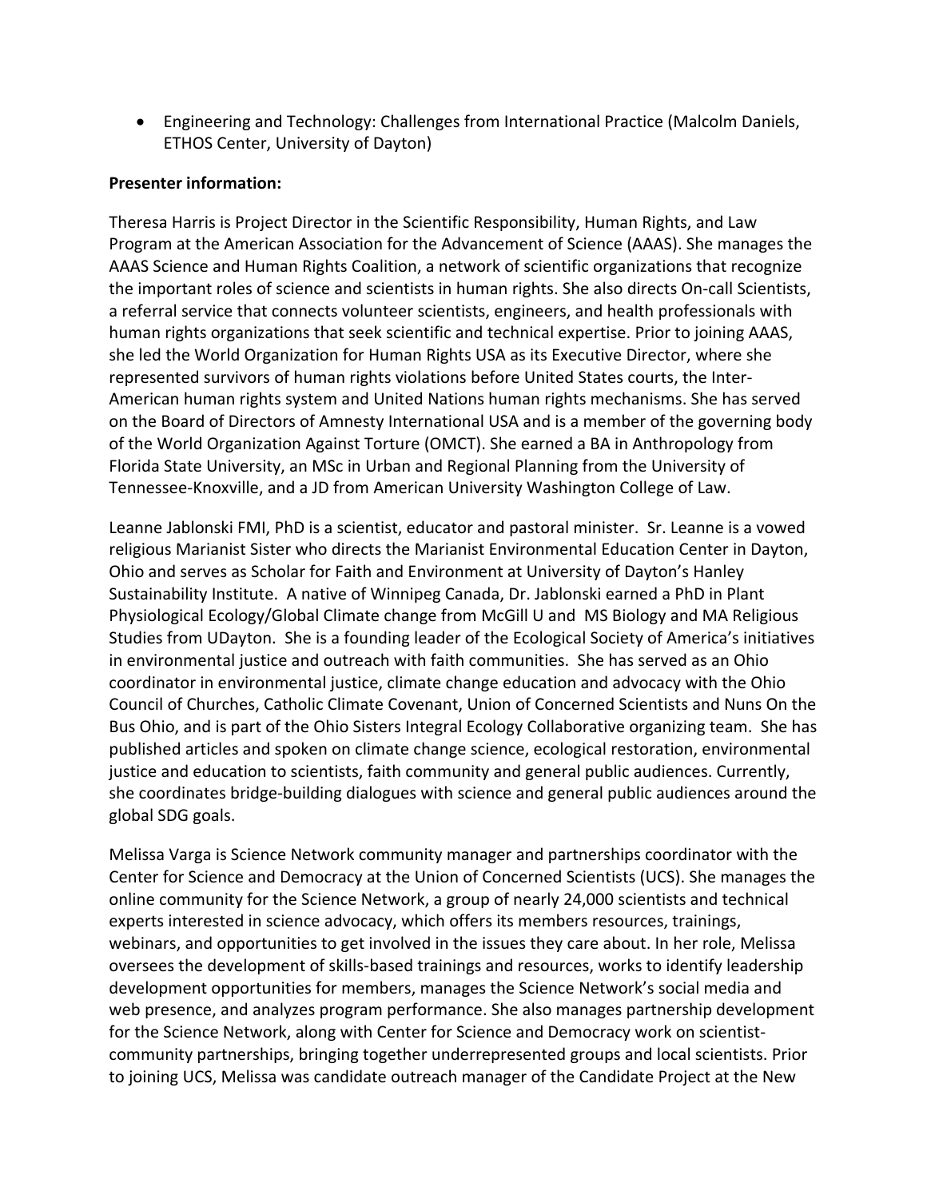- Engineering and Technology: Challenges from International Practice (Malcolm Daniels, ETHOS Center, University of Dayton)

**Presenter information:**

Theresa Harris is Project Director in the Scientific Responsibility, Human Rights, and Law Program at the American Association for the Advancement of Science (AAAS). She manages the AAAS Science and Human Rights Coalition, a network of scientific organizations that recognize the important roles of science and scientists in human rights. She also directs On-call Scientists, a referral service that connects volunteer scientists, engineers, and health professionals with human rights organizations that seek scientific and technical expertise. Prior to joining AAAS, she led the World Organization for Human Rights USA as its Executive Director, where she represented survivors of human rights violations before United States courts, the Inter-American human rights system and United Nations human rights mechanisms. She has served on the Board of Directors of Amnesty International USA and is a member of the governing body of the World Organization Against Torture (OMCT). She earned a BA in Anthropology from Florida State University, an MSc in Urban and Regional Planning from the University of Tennessee-Knoxville, and a JD from American University Washington College of Law.

Leanne Jablonski FMI, PhD is a scientist, educator and pastoral minister. Sr. Leanne is a vowed religious Marianist Sister who directs the Marianist Environmental Education Center in Dayton, Ohio and serves as Scholar for Faith and Environment at University of Dayton's Hanley Sustainability Institute. A native of Winnipeg Canada, Dr. Jablonski earned a PhD in Plant Physiological Ecology/Global Climate change from McGill U and MS Biology and MA Religious Studies from UDayton. She is a founding leader of the Ecological Society of America's initiatives in environmental justice and outreach with faith communities. She has served as an Ohio coordinator in environmental justice, climate change education and advocacy with the Ohio Council of Churches, Catholic Climate Covenant, Union of Concerned Scientists and Nuns On the Bus Ohio, and is part of the Ohio Sisters Integral Ecology Collaborative organizing team. She has published articles and spoken on climate change science, ecological restoration, environmental justice and education to scientists, faith community and general public audiences. Currently, she coordinates bridge-building dialogues with science and general public audiences around the global SDG goals.

Melissa Varga is Science Network community manager and partnerships coordinator with the Center for Science and Democracy at the Union of Concerned Scientists (UCS). She manages the online community for the Science Network, a group of nearly 24,000 scientists and technical experts interested in science advocacy, which offers its members resources, trainings, webinars, and opportunities to get involved in the issues they care about. In her role, Melissa oversees the development of skills-based trainings and resources, works to identify leadership development opportunities for members, manages the Science Network's social media and web presence, and analyzes program performance. She also manages partnership development for the Science Network, along with Center for Science and Democracy work on scientist-community partnerships, bringing together underrepresented groups and local scientists. Prior to joining UCS, Melissa was candidate outreach manager of the Candidate Project at the New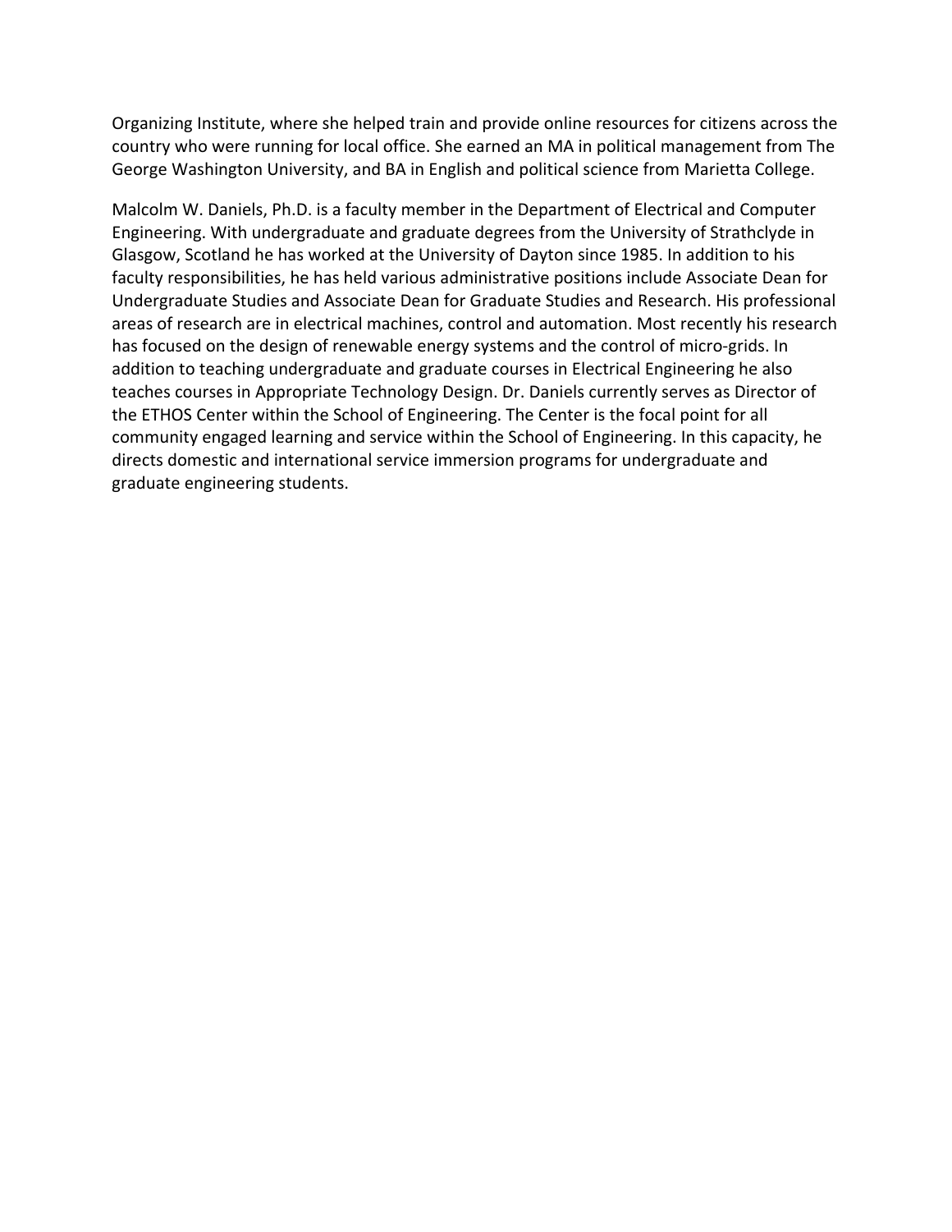Organizing Institute, where she helped train and provide online resources for citizens across the country who were running for local office. She earned an MA in political management from The George Washington University, and BA in English and political science from Marietta College.

Malcolm W. Daniels, Ph.D. is a faculty member in the Department of Electrical and Computer Engineering. With undergraduate and graduate degrees from the University of Strathclyde in Glasgow, Scotland he has worked at the University of Dayton since 1985. In addition to his faculty responsibilities, he has held various administrative positions include Associate Dean for Undergraduate Studies and Associate Dean for Graduate Studies and Research. His professional areas of research are in electrical machines, control and automation. Most recently his research has focused on the design of renewable energy systems and the control of micro-grids. In addition to teaching undergraduate and graduate courses in Electrical Engineering he also teaches courses in Appropriate Technology Design. Dr. Daniels currently serves as Director of the ETHOS Center within the School of Engineering. The Center is the focal point for all community engaged learning and service within the School of Engineering. In this capacity, he directs domestic and international service immersion programs for undergraduate and graduate engineering students.